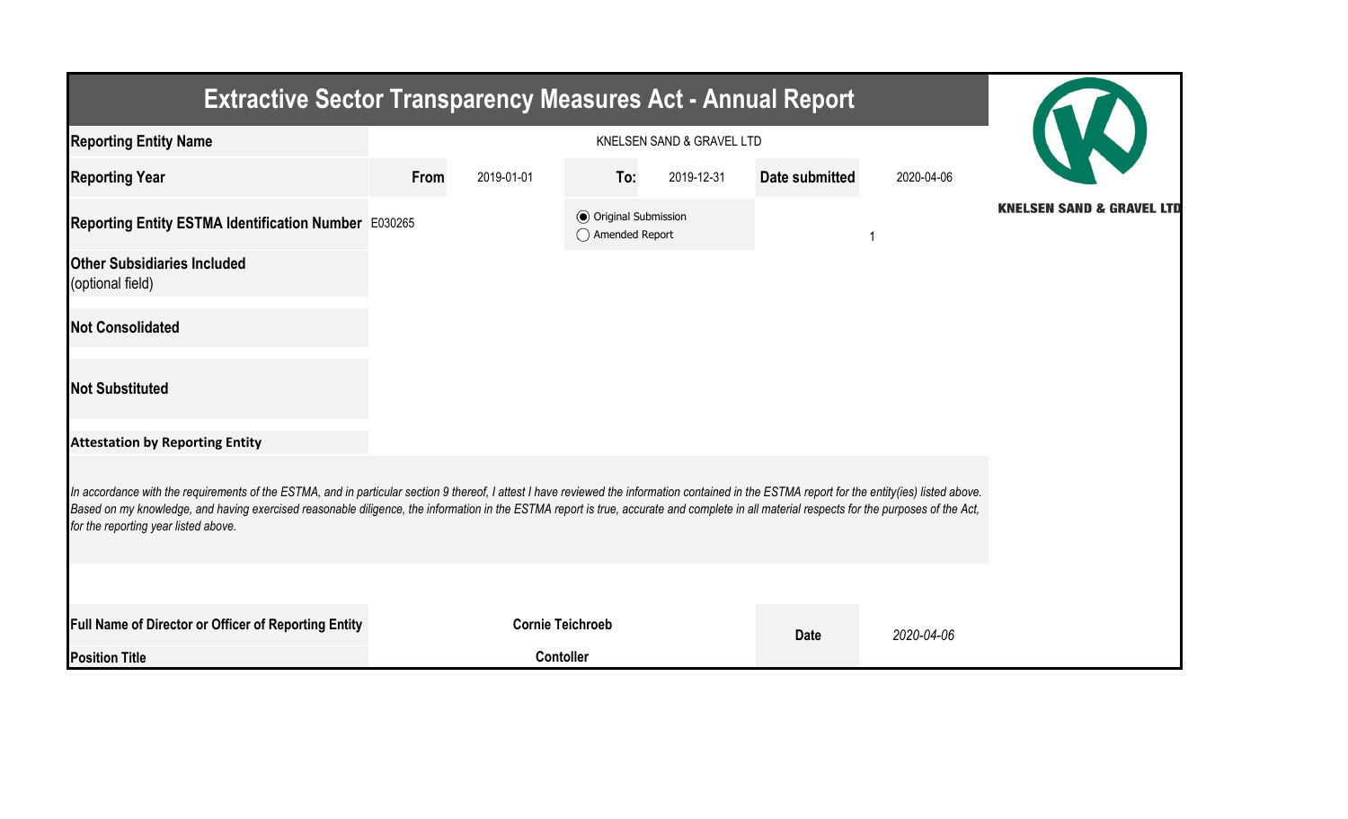# Extractive Sector Transparency Measures Act - Annual Report

KNELSEN SAND & GRAVEL LTD

| | | | | | | |
|---|---|---|---|---|---|---|
| **Reporting Entity Name** | KNELSEN SAND & GRAVEL LTD | | | | | |
| **Reporting Year** | **From** | 2019-01-01 | **To:** | 2019-12-31 | **Date submitted** | 2020-04-06 |
| **Reporting Entity ESTMA Identification Number** | E030265 | | ◉ Original Submission<br>◯ Amended Report | | | 1 |
| **Other Subsidiaries Included** (optional field) | | | | | | |
| **Not Consolidated** | | | | | | |
| **Not Substituted** | | | | | | |

**Attestation by Reporting Entity**

*In accordance with the requirements of the ESTMA, and in particular section 9 thereof, I attest I have reviewed the information contained in the ESTMA report for the entity(ies) listed above. Based on my knowledge, and having exercised reasonable diligence, the information in the ESTMA report is true, accurate and complete in all material respects for the purposes of the Act, for the reporting year listed above.*

| | | | |
|---|---|---|---|
| **Full Name of Director or Officer of Reporting Entity** | **Cornie Teichroeb** | **Date** | *2020-04-06* |
| **Position Title** | **Contoller** | | |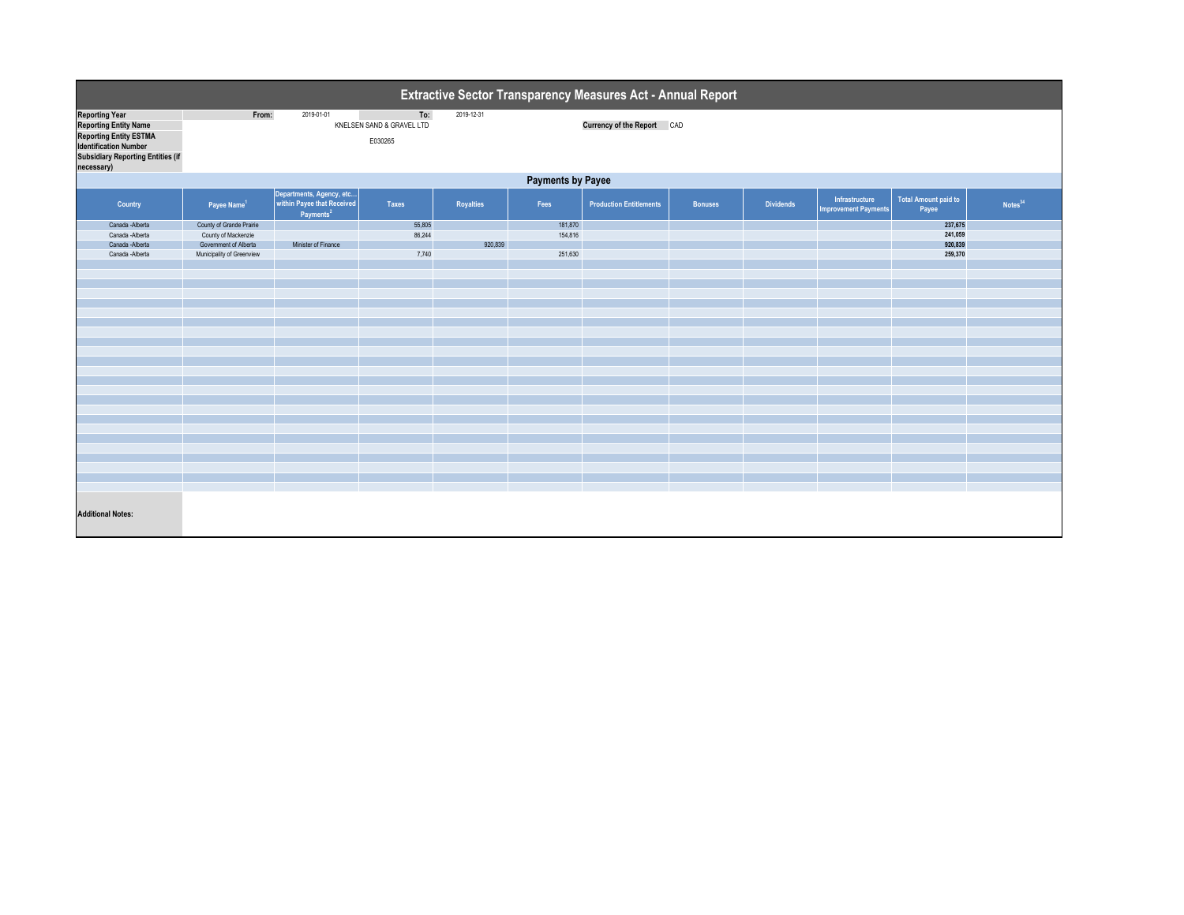# Extractive Sector Transparency Measures Act - Annual Report

| | | | | |
|---|---|---|---|---|
| **Reporting Year** | From: | 2019-01-01 | To: | 2019-12-31 |
| **Reporting Entity Name** | KNELSEN SAND & GRAVEL LTD | | **Currency of the Report** | CAD |
| **Reporting Entity ESTMA Identification Number** | E030265 | | | |
| **Subsidiary Reporting Entities (if necessary)** | | | | |

## Payments by Payee

| Country | Payee Name[1] | Departments, Agency, etc... within Payee that Received Payments[2] | Taxes | Royalties | Fees | Production Entitlements | Bonuses | Dividends | Infrastructure Improvement Payments | Total Amount paid to Payee | Notes[34] |
|---|---|---|---|---|---|---|---|---|---|---|---|
| Canada -Alberta | County of Grande Prairie | | 55,805 | | 181,870 | | | | | **237,675** | |
| Canada -Alberta | County of Mackenzie | | 86,244 | | 154,816 | | | | | **241,059** | |
| Canada -Alberta | Government of Alberta | Minister of Finance | | 920,839 | | | | | | **920,839** | |
| Canada -Alberta | Municipality of Greenview | | 7,740 | | 251,630 | | | | | **259,370** | |

**Additional Notes:**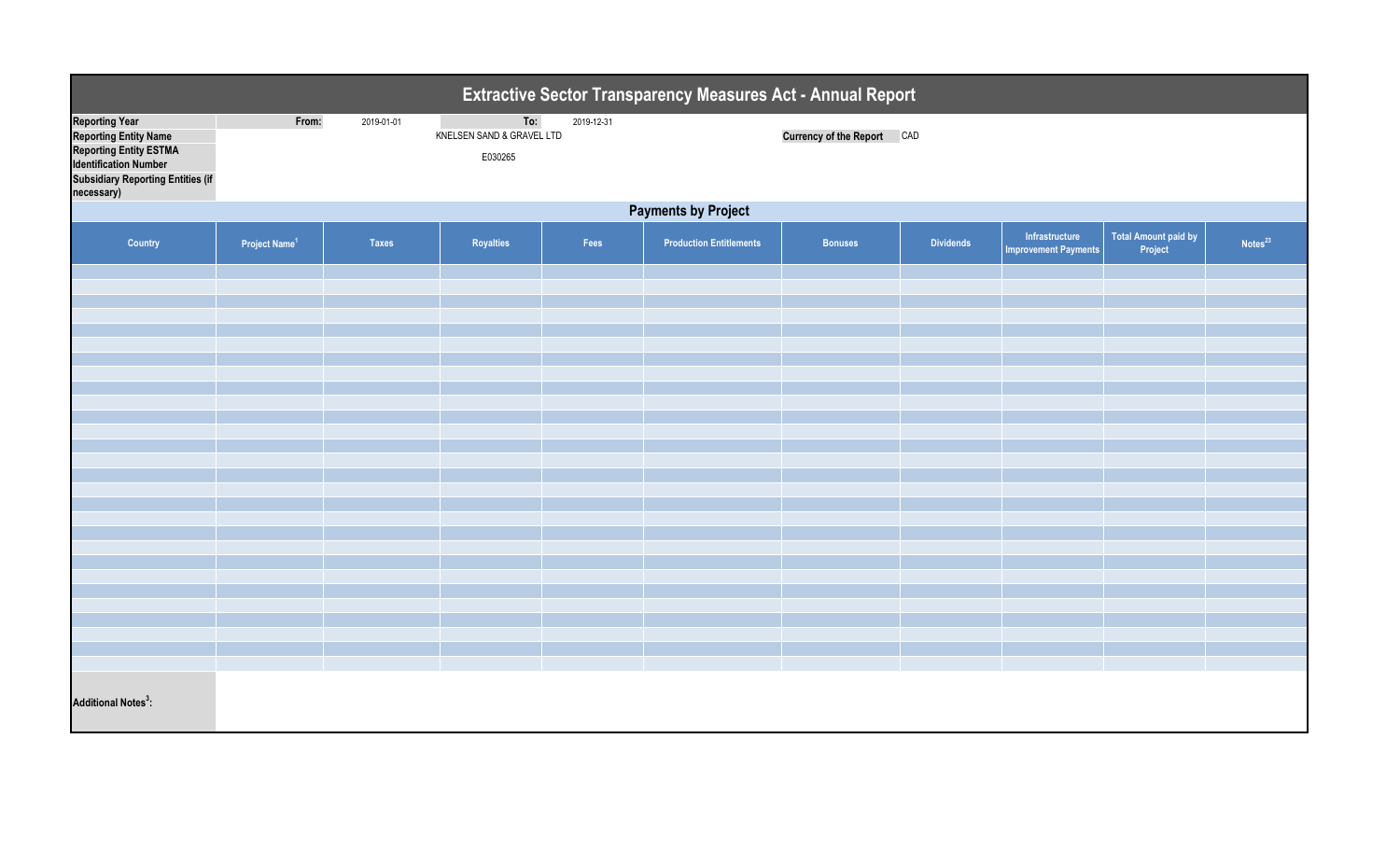# Extractive Sector Transparency Measures Act - Annual Report

| | | | | | |
|---|---|---|---|---|---|
| **Reporting Year** | **From:** | 2019-01-01 | **To:** | 2019-12-31 | |
| **Reporting Entity Name** | | KNELSEN SAND & GRAVEL LTD | | **Currency of the Report** | CAD |
| **Reporting Entity ESTMA Identification Number** | | E030265 | | | |
| **Subsidiary Reporting Entities (if necessary)** | | | | | |

## Payments by Project

| Country | Project Name[1] | Taxes | Royalties | Fees | Production Entitlements | Bonuses | Dividends | Infrastructure Improvement Payments | Total Amount paid by Project | Notes[23] |
|---|---|---|---|---|---|---|---|---|---|---|
| | | | | | | | | | | |

**Additional Notes[3]:**